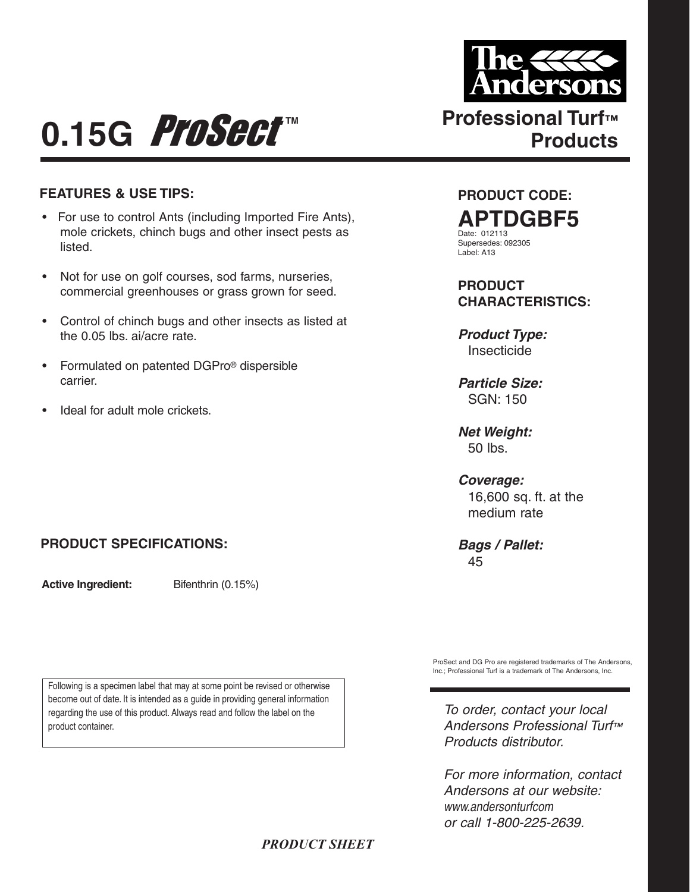# 0.15G *ProSect*™

**The Andersons**

**Professional Turf™ Products**

## FEATURES & USE TIPS:

- For use to control Ants (including Imported Fire Ants), mole crickets, chinch bugs and other insect pests as listed.
- Not for use on golf courses, sod farms, nurseries, commercial greenhouses or grass grown for seed.
- Control of chinch bugs and other insects as listed at the 0.05 lbs. ai/acre rate.
- Formulated on patented DGPro® dispersible carrier.
- Ideal for adult mole crickets.

## PRODUCT SPECIFICATIONS:

**Active Ingredient:** Bifenthrin (0.15%)

Following is a specimen label that may at some point be revised or otherwise become out of date. It is intended as a guide in providing general information regarding the use of this product. Always read and follow the label on the product container.

## PRODUCT CODE:

**APTDGBF5**

Date: 012113
Supersedes: 092305
Label: A13

## PRODUCT CHARACTERISTICS:

***Product Type:***
Insecticide

***Particle Size:***
SGN: 150

***Net Weight:***
50 lbs.

***Coverage:***
16,600 sq. ft. at the medium rate

***Bags / Pallet:***
45

ProSect and DG Pro are registered trademarks of The Andersons, Inc.; Professional Turf is a trademark of The Andersons, Inc.

*To order, contact your local Andersons Professional Turf™ Products distributor.*

*For more information, contact Andersons at our website: www.andersonturfcom or call 1-800-225-2639.*

***PRODUCT SHEET***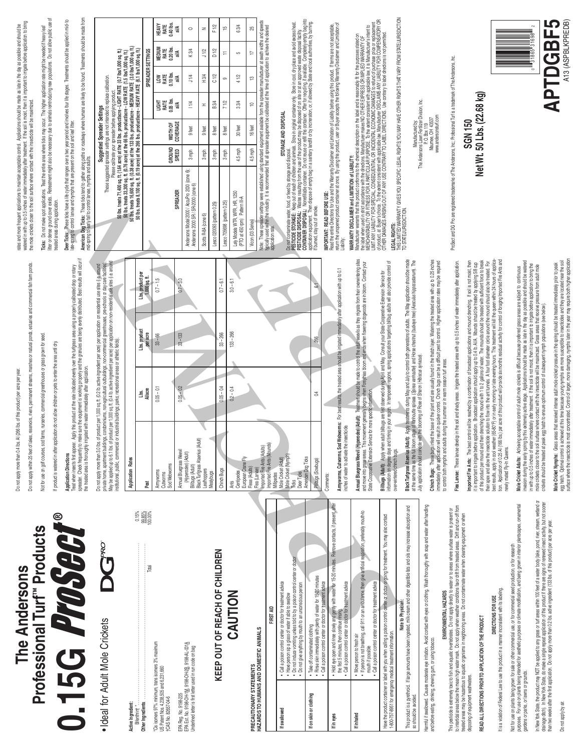# The Andersons
## Professional Turf™ Products
# 0.15G *ProSect*®

• Ideal for Adult Mole Crickets

DG PRO

**Active Ingredient:**
Bifenthrin* ........ 0.15%
Other Ingredients ........ 99.85%
Total ........ 100.00%

*Cis isomers 97% minimum, trans isomers 3% maximum
US Patent Nos. 4,238,505 and 6,231,660
†CAS No. 82657-04-3

EPA Reg. No. 9198-225
EPA Est. No. 9198-OH-1(M), 9198-OH-2(B), 9198-AL-001(A)
Underlined letter is first letter used in run code on bag

## KEEP OUT OF REACH OF CHILDREN
## CAUTION

### PRECAUTIONARY STATEMENTS
### HAZARDS TO HUMANS AND DOMESTIC ANIMALS

| FIRST AID | |
|---|---|
| **If swallowed** | • Call a poison control center or doctor for treatment advice<br>• Have person sip a glass of water if able to swallow<br>• Do not induce vomiting unless told to by a poison control center or doctor<br>• Do not give anything by mouth to an unconscious person |
| **If on skin or clothing** | • Take off contaminated clothing<br>• Rinse skin immediately with plenty of water for 15-20 minutes<br>• Call a poison control center or doctor for treatment advice |
| **If in eyes** | • Hold eye open and rinse slowly and gently with water for 15-20 minutes. Remove contact lenses, if present, after the first 5 minutes, then continue rinsing.<br>• Call a poison control center or doctor for treatment advice |
| **If inhaled** | • Move person to fresh air<br>• If person is not breathing, call 911 or an ambulance, then give artificial respiration, preferably mouth-to-mouth if possible<br>• Call a poison control center or doctor for treatment advice |
| Have the product container or label with you when calling a poison control center or doctor or going for treatment. You may also contact 1-800-757-8651 for emergency medical treatment information. | |
| **Note to Physician:** This product is a pyrethroid. If large amounts have been ingested, milk cream and other digestible fats and oils may increase absorption and so should be avoided. | |

Harmful if swallowed. Causes moderate eye irritation. Avoid contact with eyes or clothing. Wash thoroughly with soap and water after handling and before eating, drinking, chewing gum, or using tobacco.

### ENVIRONMENTAL HAZARDS

This pesticide is extremely toxic to fish and aquatic invertebrates. Do not apply directly to water or to areas where surface water is present or to intertidal areas below the mean high water mark. Do not apply when weather conditions favor drift from treated areas. Drift and run-off from treated areas may be hazardous to aquatic organisms in neighboring areas. Do not contaminate water when disposing of equipment washwaters.

**READ ALL DIRECTIONS PRIOR TO APPLICATION OF THE PRODUCT**

### DIRECTIONS FOR USE

It is a violation of Federal Law to use this product in a manner inconsistent with its labeling.

Not for use on plants being grown for sale or other commercial use, or for commercial seed production, or for research purposes. For use on plants being intended for aesthetic purposes or climate modification, and being grown in interior plantscapes, ornamental gardens or parks, or lawns or grounds.

In New York State, the product may NOT be applied to any grass or turf areas within 100 feet of a water body (lake, pond, river, stream, wetland or drainage ditch). In New York State, do make a single repeat application of this product if there are signs of renewed insect activity, but not sooner than two weeks after the first application. Do not apply more than 0.2 lbs. active ingredient (133 lbs. of this product) per acre per year.

Do not apply by air.

Do not apply more than 0.4 lbs. AI (266 lbs. of this product) per acre per year.

Do not apply within 25 feet of lakes, reservoirs, rivers, permanent streams, marshes or natural ponds, estuaries and commercial fish farm ponds.

Not for use on golf courses, sod farms, nurseries, commercial greenhouses or grass grown for seed.

If product is watered in after application do not allow children or pets to enter the area until dry.

**Application Directions**
Treat when insects first appear. Apply this product at the rate indicated evenly over the turfgrass area using a properly calibrated drop or rotary spreader. Check frequently to make sure the equipment is working properly and the granules are being evenly distributed. Best results will occur if the treated area is thoroughly irrigated with water immediately after application.

Do not apply more than 3.0 lbs. of product per 1,000 sq. ft. (0.2 lb. active ingredient per acre) per application on residential use sites (i.e. around private home, apartment buildings, condominiums, non-commercial outbuildings, non-commercial greenhouses, pre-schools or day care facilities). May be applied up to 6.1 lbs. of product per 1,000 sq. ft. (0.4 lb. active ingredient per acre) per application on non-residential use sites (i.e. around institutional, public, commercial or industrial buildings; parks; recreational areas or athletic fields).

**Application Rates**

| Pest | Lbs. AI/acre | Lbs. product per acre | Lbs. product per 1,000 sq. ft. |
|---|---|---|---|
| Armyworms<br>Cutworms<br>Sod Webworms | 0.05 – 0.1 | 33 – 66 | 0.7 – 1.5 |
| Annual Bluegrass Weevil (Hyperodes) (Adult)<br>Billbugs (Adult)<br>Black Turfgrass Ataenius (Adult)<br>Leafhoppers<br>Mealybugs | 0.05 – 0.2 | 33 – 133 | 0.7 – 3.0 |
| Chinch Bugs | 0.05 – 0.4 | 33 – 266 | 0.7 – 6.1 |
| Ants<br>Centipedes<br>European Crane Fly<br>Fleas (Adults)<br>Flea (Larvae)<br>Imported Fire Ants (Adults)<br>Imported Fire Ants (Mounds)<br>Millipedes<br>Mole Cricket (Adult)<br>Mole Cricket (Nymph)<br>Ticks<br>Deer Ticks<br>American Dog Ticks | 0.2 – 0.4 | 133 – 266 | 3.0 – 6.1 |
| Pillbugs (Sowbugs) | 0.4 | 266 | 6.1 |

Comments:

**Armyworms, Cutworms, Sod Webworms:** For best results, the treated area should be irrigated immediately after application with up to 0.1 inches of water to activate the insecticide.

**Annual Bluegrass Weevil (Hyperodes) (Adult):** Treatment should be made to control the adult weevils as they migrate from their overwintering sites and move into grass areas. This movement generally begins when Forsythia is in bloom and ends when flowering dogwoods are in bloom. Contact your State Cooperative Extension Service for more specific information.

**Billbugs (Adult):** Apply when adult billbugs are first observed during April and May. Consult your State Cooperative Extension Service for information on degree days and timing in your region. In temperate regions, spring applications targeting billbug adults will also provide control of overwintered chinch bugs.

**Black Turfgrass Ataenius (Adult):** Apply treatments during May and July to control both generations of adults. The May application should be made at the same time as the full bloom stage of Vanhoutte spirea (*Spirea vanhouttei*) and Horse chestnut (buckeye tree) (*Aesculus hippocastanum*). The July application should coincide with the blooming of Rose of Sharon (*Hibiscus syriacus*).

**Chinch Bugs:** These bugs infest the base of the plant and are usually found in the thatch layer. Watering the treated area with up to 0.25 inches immediately after application will result in quicker control. Chinch bugs can be a difficult pest to control. Higher application rates may be required to control both nymphs and adults during the summer or in warm season turf areas.

**Flea Larvae:** These larvae develop in the soil and shady areas. Irrigate the treated area with up to 0.5 inches of water immediately after application.

**Imported Fire Ants:** The best control will be reached by a combination of broadcast applications and mound drenching. If soil is not moist, then it is important to irrigate before application. Broadcast application should apply up to 0.4 lb. AI/A. Mounds should be treated by applying 5/8 cup of this product per mound and then drenching the mound with 1 to 2 gallons of water. The mounds should be treated with sufficient force to break their apex and allow the insecticide solution to flow into the ant tunnels. A four foot diameter circle around the mound should also be treated. For best results, apply in cool weather (65-80°F) or in early morning or late evening hours. This treatment will kill the queen within 4 hours of application. Application of 0.25 AI (168 lbs.) per acre of this product will provide six months residual activity for control of foraging Imported Fire Ants and newly mated Fly-in Queens.

**Mole Cricket Adults:** Achieving acceptable control of adult mole crickets is difficult because preferred grass areas are subject to continuous invasion during the early spring by this extremely active stage. Applications should be made as late in the day as possible and should be watered in with up to 0.5 inches of water immediately after treatment. If the soil is not moist, then it is important to irrigate before application to bring the mole crickets closer to the soil surface where contact with the insecticide will be maximized. Grass areas that receive pressure from adult mole crickets should be treated at peak egg hatch to ensure optimum control of subsequent nymph populations (see below).

**Mole Cricket Nymphs:** Grass areas that received intense adult mole cricket pressure in the spring should be treated immediately prior to peak egg hatch. Optimal control is achieved at this time because young nymphs are more susceptible to insecticides and they are located near the soil surface where the insecticide is most concentrated. Control of larger, more damaging, nymphs later in the year may require both higher application rates and more frequent applications to maintain acceptable control. Applications should be made as late in the day as possible and should be watered in with up to 0.5 inches of water immediately after treatment. If the soil is moist, then it is important to irrigate before application to bring the mole crickets closer to the soil surface where contact with the insecticide will be maximized.

**Ticks:** Do not make spot applications. Treat the entire area where ticks may occur. The higher application rate might be needed if heavy leaf litter or dense ground cover exists. Reapplication might also be necessary due to animals reintroducing new populations. Do not allow public use of treated areas during application.

**Deer Ticks:** These ticks have a life cycle that ranges over a two year period and involves four life stages. Treatments should be applied in mid- to late-spring to control larvae and nymphs that are present on the soil and leaf litter.

**American Dog Ticks:** These ticks tend to gather along paths or roadways where humans are likely to be found. Treatments should be made from mid-spring to early fall to control larvae, nymphs and adults.

### Suggested Spreader Settings

These suggested spreader settings are not intended to replace calibration.
Please calibrate your spreader before applying product.

**50 lbs. treats 71,400 sq. ft. (1.64 acre) at the 33 lbs. product/acre - LIGHT RATE (0.7 lbs/1,000 sq. ft.)**
**50 lbs. treats 33,300 sq. ft. (0.76 acre) at the 66 lbs. product/acre - LOW RATE (1.5 lbs/1,000 sq. ft.)**
**50 lbs. treats 16,600 sq. ft. (0.38 acre) at the 133 lbs. product/acre - MEDIUM RATE (3.0 lbs/1,000 sq. ft.)**
**50 lbs. treats 8,100 sq. ft. (0.19 acre) at the 266 lbs. product/acre - HEAVY RATE (6.1 lbs/1,000 sq. ft.)**

| SPREADER | GROUND SPEED | WIDTH OF COVERAGE | SPREADER SETTINGS | | | |
|---|---|---|---|---|---|---|
| | | | LIGHT RATE 0.05 lbs. ai/A | LOW RATE 0.10 lbs. ai/A | MEDIUM RATE 0.20 lbs. ai/A | HEAVY RATE 0.40 lbs. ai/A |
| Andersons Model 2000 / AccuPro 2000 (cone 6); Andersons 2000 SR / SR-2000 (cone 6) | 3 mph | 9 feet | I 1/4 | J 1/4 | K 3/4 | O |
| Scotts R-8A (cone 6) | 3 mph | 9 feet | H | H 3/4 | J 1/2 | N |
| Lesco 020093 (pattern 0.25) | 3 mph | 8 feet | B 3/4 | C 1/2 | D 1/2 | F 1/2 |
| Lesco 705996 (pattern 0.25) | 3 mph | 8 feet | 7 1/2 | 9 | 11 | 15 |
| Lely Models WTR, WFR, HR, 1250 (PTO at 450 rpm) Pattern III-A | 4.5 mph | 30 feet | 3 3/4 | 4 1/2 | 5 | 6 3/4 |
| Vicon (03 Series) | 4.5 mph | 16 feet | 10 | 13 | 17 | 25 |

Note: These spreader settings were established using standard equipment available from the spreader manufacturer at swath widths and speeds typically used within the industry. It is recommended that all spreader equipment be calibrated at the time of application to achieve the desired application rate.

### STORAGE AND DISPOSAL

Do not contaminate water, food, or feed by storage and disposal.
**PESTICIDE STORAGE:** Keep out of reach of children and animals. Store in original container only. Store in cool, dry place and avoid excess heat.
**PESTICIDE DISPOSAL:** Wastes resulting from the use of this product may be disposed of on site or at an approved waste disposal facility.
**CONTAINER DISPOSAL:** Nonrefillable container. Do not reuse or refill this container. Offer for recycling, if available. Completely empty bag into application equipment. Then dispose of empty bag in a sanitary landfill or by incineration, or, if allowed by State and local authorities, by burning. If burned, stay out of smoke.

**IMPORTANT: READ BEFORE USE:**
Read the entire Directions for Use and the Warranty Disclaimer and Limitation of Liability before using this product. If terms are not acceptable, return the unopened product container at once. By using this product, user or Buyer accepts the following Warranty Disclaimer and Limitation of Liability.

**WARRANTY DISCLAIMER and LIMITATION OF LIABILITY:**
Manufacturer warrants that this product conforms to the chemical description on the label and is reasonably fit for the purposes stated on the label when used in strict accordance with the directions. Manufacturer makes NO OTHER EXPRESS OR IMPLIED WARRANTY OF MERCHANTABILITY OR FITNESS FOR A PARTICULAR PURPOSE. To the extent consistent with applicable law, it is Manufacturer's intent to LIMIT ANY LIABILITY FOR SPECIAL, CONSEQUENTIAL OR INCIDENTAL DAMAGES to refund of purchase price or replacement of product, at Buyer's choice. To the extent consistent with applicable law, Manufacturer DISCLAIMS ANY LIABILITY FOR COMPENSATORY OR OTHER DAMAGES ARISING OUT OF ANY USE CONTRARY TO LABEL DIRECTIONS. Use contrary to label directions is not permitted.

**LEGAL RIGHTS:**
THIS LIMITED WARRANTY GIVES YOU SPECIFIC LEGAL RIGHTS; YOU MAY HAVE OTHER RIGHTS THAT VARY FROM STATE/JURISDICTION TO STATE/JURISDICTION.

Manufactured by:
The Andersons Lawn Fertilizer Division, Inc.
P.O. Box 119
Maumee, OH 43537
www.andersonsturf.com

ProSect and DG Pro are registered trademarks of The Andersons, Inc.; Professional Turf is a trademark of The Andersons, Inc.

**SGN 150**
**Net Wt. 50 Lbs. (22.68 kg)**

**APTDGBF5**
A13 (ASPBLKPREDB)